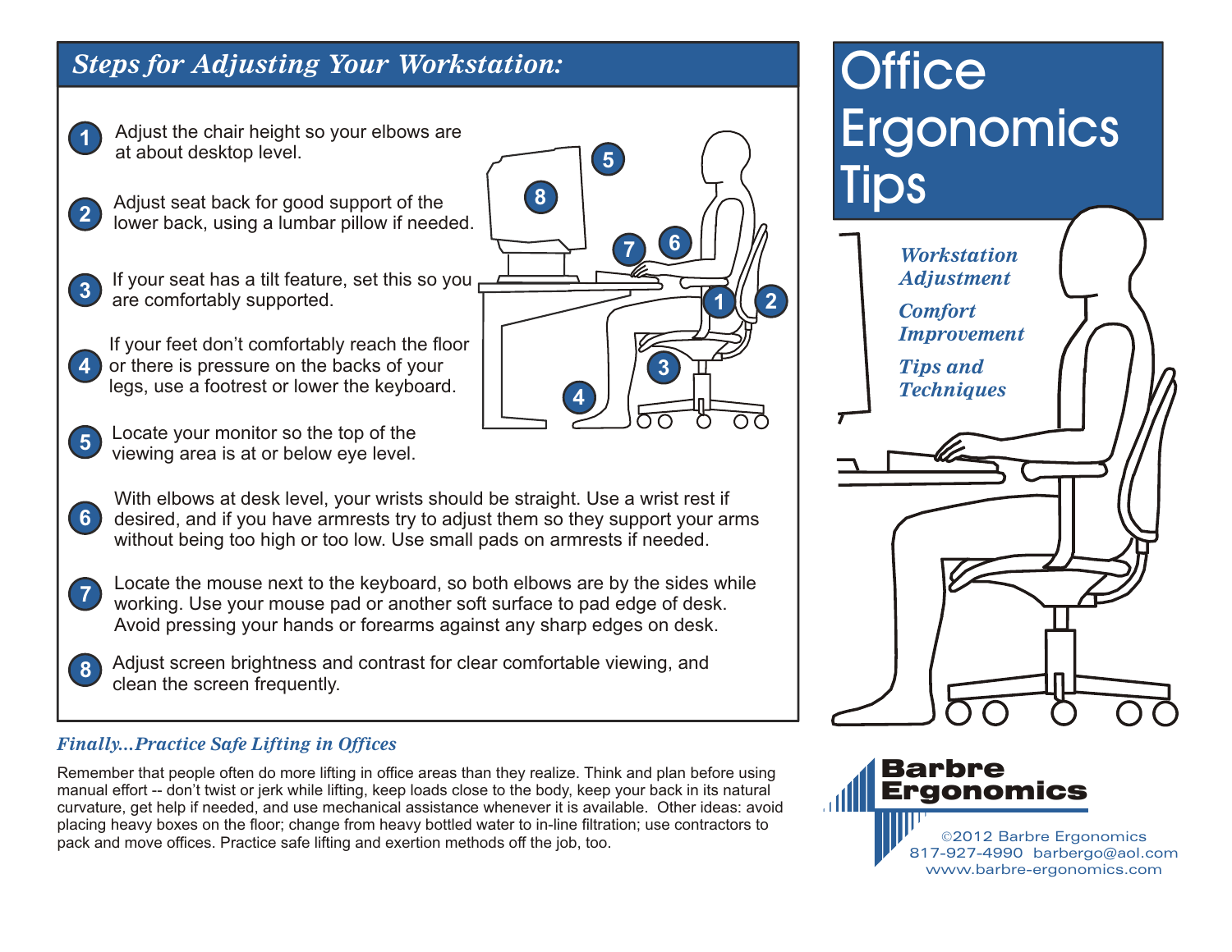# Office Ergonomics Tips

*Workstation Adjustment*

*Comfort Improvement*

*Tips and Techniques*

## *Steps for Adjusting Your Workstation:*

1. Adjust the chair height so your elbows are at about desktop level.
2. Adjust seat back for good support of the lower back, using a lumbar pillow if needed.
3. If your seat has a tilt feature, set this so you are comfortably supported.
4. If your feet don't comfortably reach the floor or there is pressure on the backs of your legs, use a footrest or lower the keyboard.
5. Locate your monitor so the top of the viewing area is at or below eye level.
6. With elbows at desk level, your wrists should be straight. Use a wrist rest if desired, and if you have armrests try to adjust them so they support your arms without being too high or too low. Use small pads on armrests if needed.
7. Locate the mouse next to the keyboard, so both elbows are by the sides while working. Use your mouse pad or another soft surface to pad edge of desk. Avoid pressing your hands or forearms against any sharp edges on desk.
8. Adjust screen brightness and contrast for clear comfortable viewing, and clean the screen frequently.

### *Finally...Practice Safe Lifting in Offices*

Remember that people often do more lifting in office areas than they realize. Think and plan before using manual effort -- don't twist or jerk while lifting, keep loads close to the body, keep your back in its natural curvature, get help if needed, and use mechanical assistance whenever it is available. Other ideas: avoid placing heavy boxes on the floor; change from heavy bottled water to in-line filtration; use contractors to pack and move offices. Practice safe lifting and exertion methods off the job, too.

**Barbre Ergonomics**

©2012 Barbre Ergonomics
817-927-4990 barbergo@aol.com
www.barbre-ergonomics.com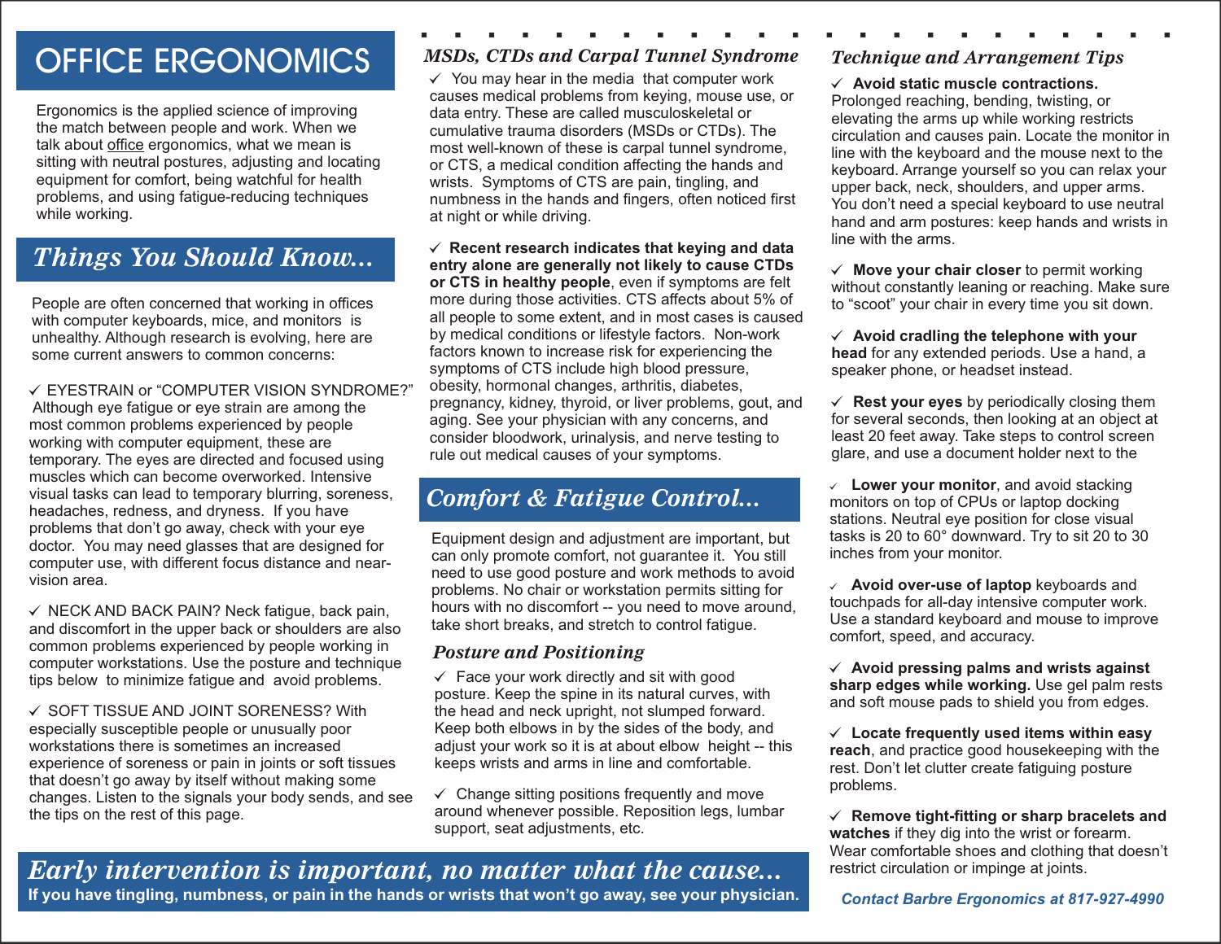# OFFICE ERGONOMICS

Ergonomics is the applied science of improving the match between people and work. When we talk about office ergonomics, what we mean is sitting with neutral postures, adjusting and locating equipment for comfort, being watchful for health problems, and using fatigue-reducing techniques while working.

## *Things You Should Know...*

People are often concerned that working in offices with computer keyboards, mice, and monitors is unhealthy. Although research is evolving, here are some current answers to common concerns:

✓ EYESTRAIN or "COMPUTER VISION SYNDROME?" Although eye fatigue or eye strain are among the most common problems experienced by people working with computer equipment, these are temporary. The eyes are directed and focused using muscles which can become overworked. Intensive visual tasks can lead to temporary blurring, soreness, headaches, redness, and dryness. If you have problems that don't go away, check with your eye doctor. You may need glasses that are designed for computer use, with different focus distance and near-vision area.

✓ NECK AND BACK PAIN? Neck fatigue, back pain, and discomfort in the upper back or shoulders are also common problems experienced by people working in computer workstations. Use the posture and technique tips below to minimize fatigue and avoid problems.

✓ SOFT TISSUE AND JOINT SORENESS? With especially susceptible people or unusually poor workstations there is sometimes an increased experience of soreness or pain in joints or soft tissues that doesn't go away by itself without making some changes. Listen to the signals your body sends, and see the tips on the rest of this page.

### *MSDs, CTDs and Carpal Tunnel Syndrome*

✓ You may hear in the media that computer work causes medical problems from keying, mouse use, or data entry. These are called musculoskeletal or cumulative trauma disorders (MSDs or CTDs). The most well-known of these is carpal tunnel syndrome, or CTS, a medical condition affecting the hands and wrists. Symptoms of CTS are pain, tingling, and numbness in the hands and fingers, often noticed first at night or while driving.

✓ **Recent research indicates that keying and data entry alone are generally not likely to cause CTDs or CTS in healthy people**, even if symptoms are felt more during those activities. CTS affects about 5% of all people to some extent, and in most cases is caused by medical conditions or lifestyle factors. Non-work factors known to increase risk for experiencing the symptoms of CTS include high blood pressure, obesity, hormonal changes, arthritis, diabetes, pregnancy, kidney, thyroid, or liver problems, gout, and aging. See your physician with any concerns, and consider bloodwork, urinalysis, and nerve testing to rule out medical causes of your symptoms.

## *Comfort & Fatigue Control...*

Equipment design and adjustment are important, but can only promote comfort, not guarantee it. You still need to use good posture and work methods to avoid problems. No chair or workstation permits sitting for hours with no discomfort -- you need to move around, take short breaks, and stretch to control fatigue.

### *Posture and Positioning*

✓ Face your work directly and sit with good posture. Keep the spine in its natural curves, with the head and neck upright, not slumped forward. Keep both elbows in by the sides of the body, and adjust your work so it is at about elbow height -- this keeps wrists and arms in line and comfortable.

✓ Change sitting positions frequently and move around whenever possible. Reposition legs, lumbar support, seat adjustments, etc.

## *Early intervention is important, no matter what the cause...*

**If you have tingling, numbness, or pain in the hands or wrists that won't go away, see your physician.**

### *Technique and Arrangement Tips*

✓ **Avoid static muscle contractions.** Prolonged reaching, bending, twisting, or elevating the arms up while working restricts circulation and causes pain. Locate the monitor in line with the keyboard and the mouse next to the keyboard. Arrange yourself so you can relax your upper back, neck, shoulders, and upper arms. You don't need a special keyboard to use neutral hand and arm postures: keep hands and wrists in line with the arms.

✓ **Move your chair closer** to permit working without constantly leaning or reaching. Make sure to "scoot" your chair in every time you sit down.

✓ **Avoid cradling the telephone with your head** for any extended periods. Use a hand, a speaker phone, or headset instead.

✓ **Rest your eyes** by periodically closing them for several seconds, then looking at an object at least 20 feet away. Take steps to control screen glare, and use a document holder next to the

✓ **Lower your monitor**, and avoid stacking monitors on top of CPUs or laptop docking stations. Neutral eye position for close visual tasks is 20 to 60° downward. Try to sit 20 to 30 inches from your monitor.

✓ **Avoid over-use of laptop** keyboards and touchpads for all-day intensive computer work. Use a standard keyboard and mouse to improve comfort, speed, and accuracy.

✓ **Avoid pressing palms and wrists against sharp edges while working.** Use gel palm rests and soft mouse pads to shield you from edges.

✓ **Locate frequently used items within easy reach**, and practice good housekeeping with the rest. Don't let clutter create fatiguing posture problems.

✓ **Remove tight-fitting or sharp bracelets and watches** if they dig into the wrist or forearm. Wear comfortable shoes and clothing that doesn't restrict circulation or impinge at joints.

***Contact Barbre Ergonomics at 817-927-4990***